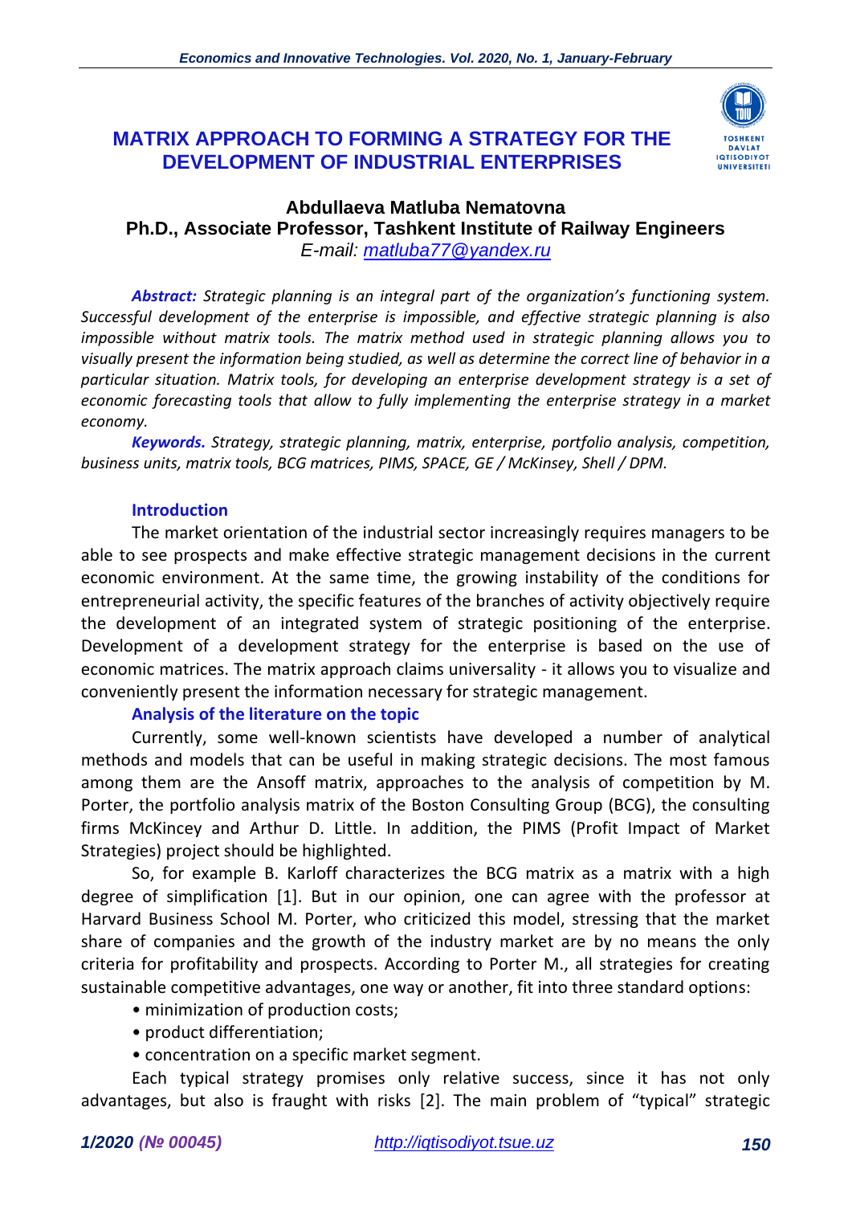# MATRIX APPROACH TO FORMING A STRATEGY FOR THE DEVELOPMENT OF INDUSTRIAL ENTERPRISES

**Abdullaeva Matluba Nematovna**
**Ph.D., Associate Professor, Tashkent Institute of Railway Engineers**
*E-mail: matluba77@yandex.ru*

***Abstract:*** *Strategic planning is an integral part of the organization's functioning system. Successful development of the enterprise is impossible, and effective strategic planning is also impossible without matrix tools. The matrix method used in strategic planning allows you to visually present the information being studied, as well as determine the correct line of behavior in a particular situation. Matrix tools, for developing an enterprise development strategy is a set of economic forecasting tools that allow to fully implementing the enterprise strategy in a market economy.*

***Keywords.*** *Strategy, strategic planning, matrix, enterprise, portfolio analysis, competition, business units, matrix tools, BCG matrices, PIMS, SPACE, GE / McKinsey, Shell / DPM.*

## Introduction

The market orientation of the industrial sector increasingly requires managers to be able to see prospects and make effective strategic management decisions in the current economic environment. At the same time, the growing instability of the conditions for entrepreneurial activity, the specific features of the branches of activity objectively require the development of an integrated system of strategic positioning of the enterprise. Development of a development strategy for the enterprise is based on the use of economic matrices. The matrix approach claims universality - it allows you to visualize and conveniently present the information necessary for strategic management.

## Analysis of the literature on the topic

Currently, some well-known scientists have developed a number of analytical methods and models that can be useful in making strategic decisions. The most famous among them are the Ansoff matrix, approaches to the analysis of competition by M. Porter, the portfolio analysis matrix of the Boston Consulting Group (BCG), the consulting firms McKincey and Arthur D. Little. In addition, the PIMS (Profit Impact of Market Strategies) project should be highlighted.

So, for example B. Karloff characterizes the BCG matrix as a matrix with a high degree of simplification [1]. But in our opinion, one can agree with the professor at Harvard Business School M. Porter, who criticized this model, stressing that the market share of companies and the growth of the industry market are by no means the only criteria for profitability and prospects. According to Porter M., all strategies for creating sustainable competitive advantages, one way or another, fit into three standard options:

- minimization of production costs;
- product differentiation;
- concentration on a specific market segment.

Each typical strategy promises only relative success, since it has not only advantages, but also is fraught with risks [2]. The main problem of "typical" strategic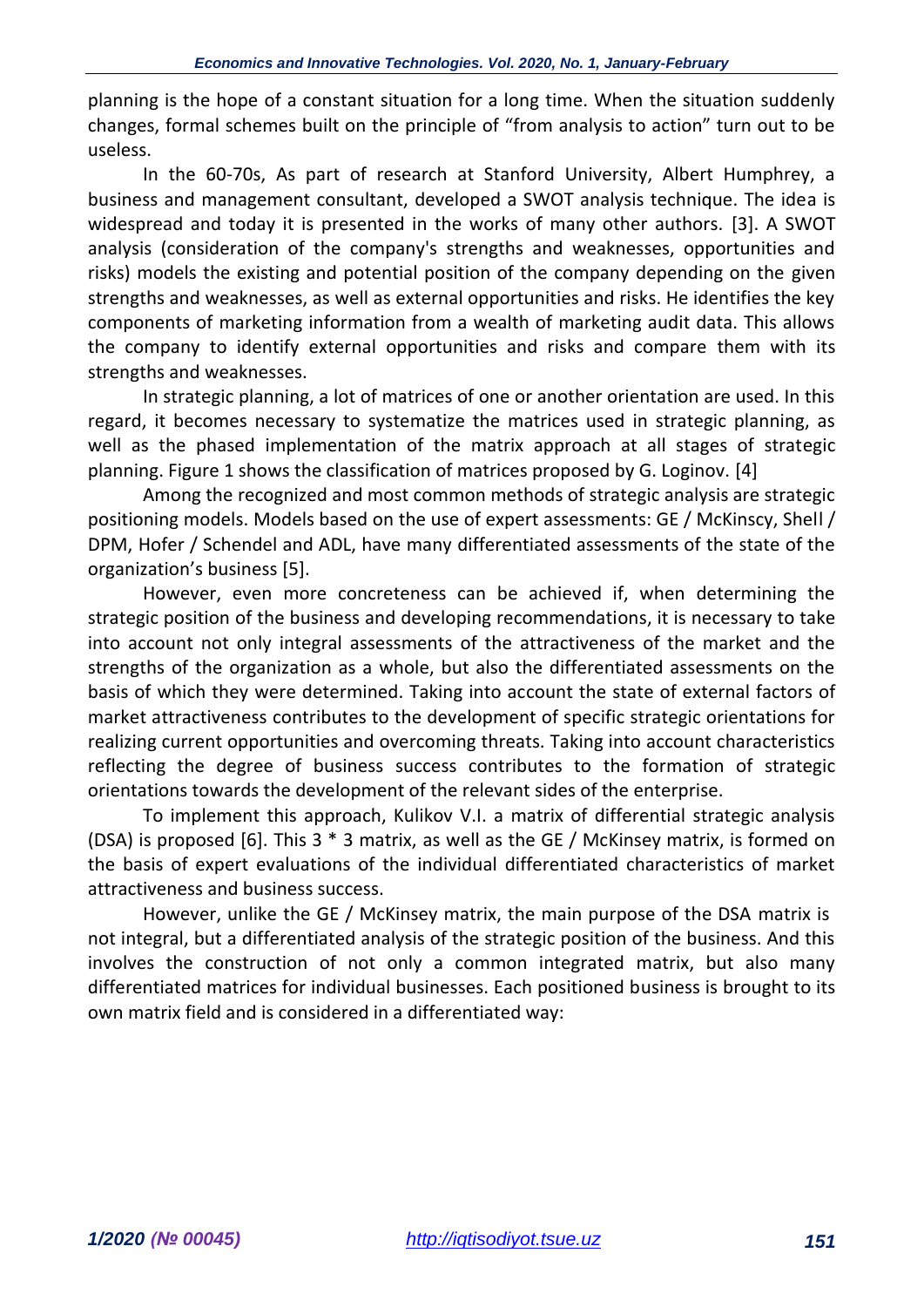planning is the hope of a constant situation for a long time. When the situation suddenly changes, formal schemes built on the principle of "from analysis to action" turn out to be useless.

In the 60-70s, As part of research at Stanford University, Albert Humphrey, a business and management consultant, developed a SWOT analysis technique. The idea is widespread and today it is presented in the works of many other authors. [3]. A SWOT analysis (consideration of the company's strengths and weaknesses, opportunities and risks) models the existing and potential position of the company depending on the given strengths and weaknesses, as well as external opportunities and risks. He identifies the key components of marketing information from a wealth of marketing audit data. This allows the company to identify external opportunities and risks and compare them with its strengths and weaknesses.

In strategic planning, a lot of matrices of one or another orientation are used. In this regard, it becomes necessary to systematize the matrices used in strategic planning, as well as the phased implementation of the matrix approach at all stages of strategic planning. Figure 1 shows the classification of matrices proposed by G. Loginov. [4]

Among the recognized and most common methods of strategic analysis are strategic positioning models. Models based on the use of expert assessments: GE / McKinscy, Shell / DPM, Hofer / Schendel and ADL, have many differentiated assessments of the state of the organization's business [5].

However, even more concreteness can be achieved if, when determining the strategic position of the business and developing recommendations, it is necessary to take into account not only integral assessments of the attractiveness of the market and the strengths of the organization as a whole, but also the differentiated assessments on the basis of which they were determined. Taking into account the state of external factors of market attractiveness contributes to the development of specific strategic orientations for realizing current opportunities and overcoming threats. Taking into account characteristics reflecting the degree of business success contributes to the formation of strategic orientations towards the development of the relevant sides of the enterprise.

To implement this approach, Kulikov V.I. a matrix of differential strategic analysis (DSA) is proposed [6]. This 3 * 3 matrix, as well as the GE / McKinsey matrix, is formed on the basis of expert evaluations of the individual differentiated characteristics of market attractiveness and business success.

However, unlike the GE / McKinsey matrix, the main purpose of the DSA matrix is not integral, but a differentiated analysis of the strategic position of the business. And this involves the construction of not only a common integrated matrix, but also many differentiated matrices for individual businesses. Each positioned business is brought to its own matrix field and is considered in a differentiated way: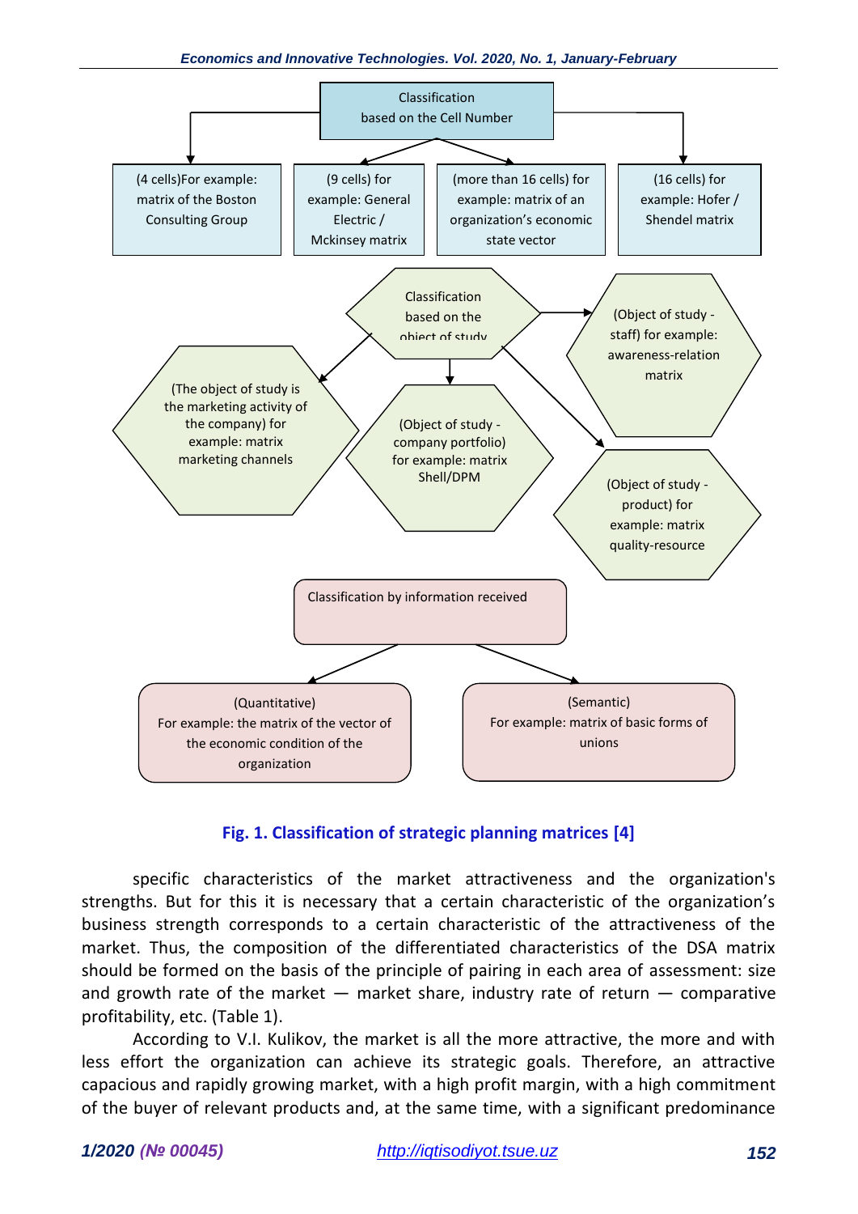Classification based on the Cell Number

- (4 cells) For example: matrix of the Boston Consulting Group
- (9 cells) for example: General Electric / Mckinsey matrix
- (more than 16 cells) for example: matrix of an organization's economic state vector
- (16 cells) for example: Hofer / Shendel matrix

Classification based on the object of study

- (Object of study - staff) for example: awareness-relation matrix
- (The object of study is the marketing activity of the company) for example: matrix marketing channels
- (Object of study - company portfolio) for example: matrix Shell/DPM
- (Object of study - product) for example: matrix quality-resource

Classification by information received

- (Quantitative) For example: the matrix of the vector of the economic condition of the organization
- (Semantic) For example: matrix of basic forms of unions

**Fig. 1. Classification of strategic planning matrices [4]**

specific characteristics of the market attractiveness and the organization's strengths. But for this it is necessary that a certain characteristic of the organization's business strength corresponds to a certain characteristic of the attractiveness of the market. Thus, the composition of the differentiated characteristics of the DSA matrix should be formed on the basis of the principle of pairing in each area of assessment: size and growth rate of the market — market share, industry rate of return — comparative profitability, etc. (Table 1).

According to V.I. Kulikov, the market is all the more attractive, the more and with less effort the organization can achieve its strategic goals. Therefore, an attractive capacious and rapidly growing market, with a high profit margin, with a high commitment of the buyer of relevant products and, at the same time, with a significant predominance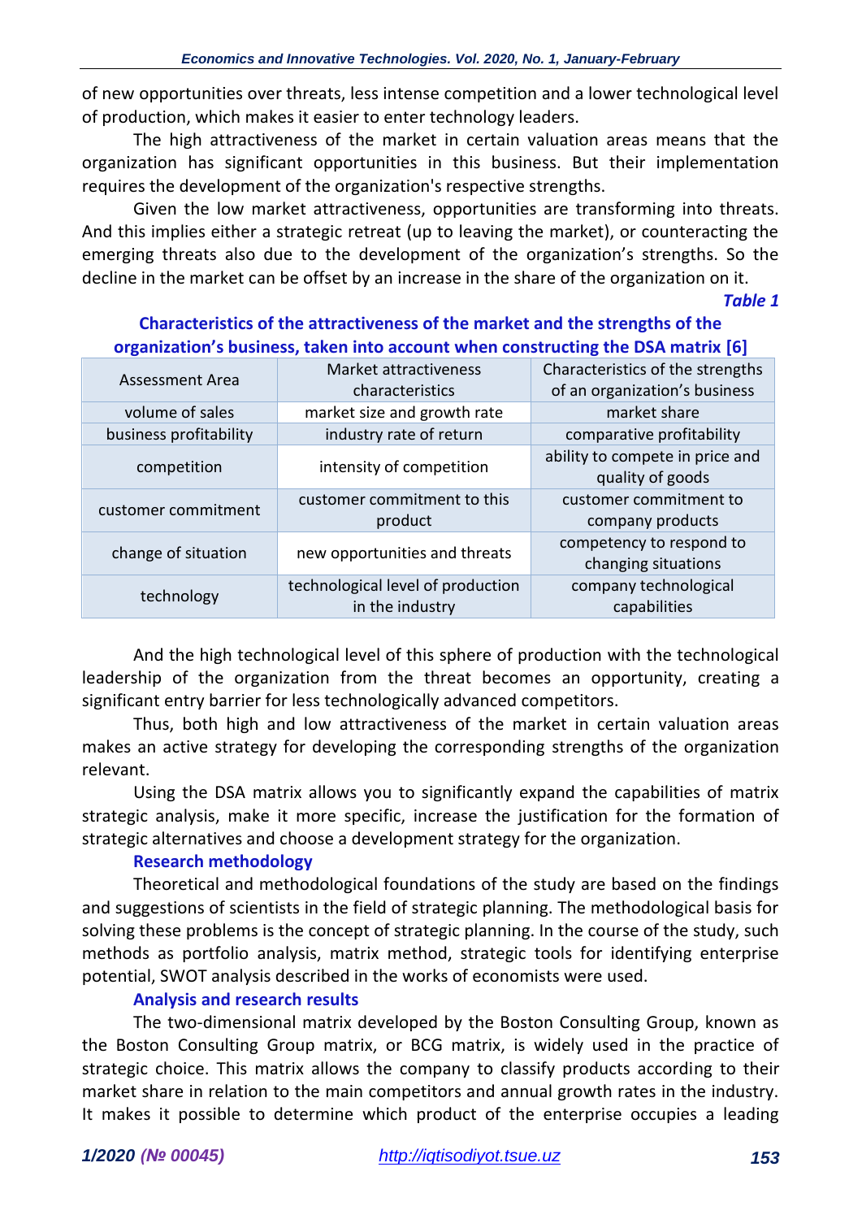of new opportunities over threats, less intense competition and a lower technological level of production, which makes it easier to enter technology leaders.

The high attractiveness of the market in certain valuation areas means that the organization has significant opportunities in this business. But their implementation requires the development of the organization's respective strengths.

Given the low market attractiveness, opportunities are transforming into threats. And this implies either a strategic retreat (up to leaving the market), or counteracting the emerging threats also due to the development of the organization's strengths. So the decline in the market can be offset by an increase in the share of the organization on it.

*Table 1*

**Characteristics of the attractiveness of the market and the strengths of the organization's business, taken into account when constructing the DSA matrix [6]**

| Assessment Area | Market attractiveness characteristics | Characteristics of the strengths of an organization's business |
|---|---|---|
| volume of sales | market size and growth rate | market share |
| business profitability | industry rate of return | comparative profitability |
| competition | intensity of competition | ability to compete in price and quality of goods |
| customer commitment | customer commitment to this product | customer commitment to company products |
| change of situation | new opportunities and threats | competency to respond to changing situations |
| technology | technological level of production in the industry | company technological capabilities |

And the high technological level of this sphere of production with the technological leadership of the organization from the threat becomes an opportunity, creating a significant entry barrier for less technologically advanced competitors.

Thus, both high and low attractiveness of the market in certain valuation areas makes an active strategy for developing the corresponding strengths of the organization relevant.

Using the DSA matrix allows you to significantly expand the capabilities of matrix strategic analysis, make it more specific, increase the justification for the formation of strategic alternatives and choose a development strategy for the organization.

## Research methodology

Theoretical and methodological foundations of the study are based on the findings and suggestions of scientists in the field of strategic planning. The methodological basis for solving these problems is the concept of strategic planning. In the course of the study, such methods as portfolio analysis, matrix method, strategic tools for identifying enterprise potential, SWOT analysis described in the works of economists were used.

## Analysis and research results

The two-dimensional matrix developed by the Boston Consulting Group, known as the Boston Consulting Group matrix, or BCG matrix, is widely used in the practice of strategic choice. This matrix allows the company to classify products according to their market share in relation to the main competitors and annual growth rates in the industry. It makes it possible to determine which product of the enterprise occupies a leading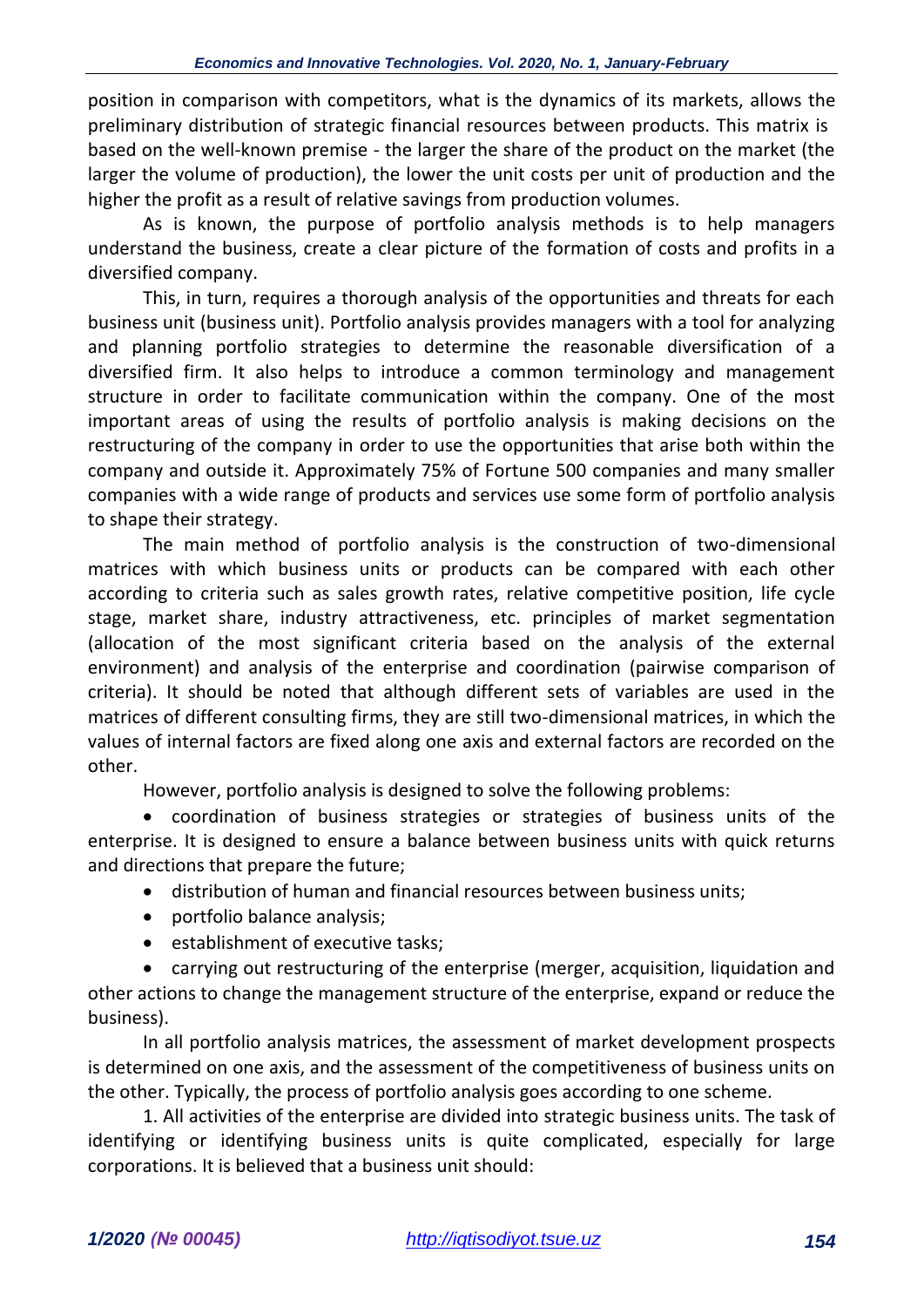position in comparison with competitors, what is the dynamics of its markets, allows the preliminary distribution of strategic financial resources between products. This matrix is based on the well-known premise - the larger the share of the product on the market (the larger the volume of production), the lower the unit costs per unit of production and the higher the profit as a result of relative savings from production volumes.

As is known, the purpose of portfolio analysis methods is to help managers understand the business, create a clear picture of the formation of costs and profits in a diversified company.

This, in turn, requires a thorough analysis of the opportunities and threats for each business unit (business unit). Portfolio analysis provides managers with a tool for analyzing and planning portfolio strategies to determine the reasonable diversification of a diversified firm. It also helps to introduce a common terminology and management structure in order to facilitate communication within the company. One of the most important areas of using the results of portfolio analysis is making decisions on the restructuring of the company in order to use the opportunities that arise both within the company and outside it. Approximately 75% of Fortune 500 companies and many smaller companies with a wide range of products and services use some form of portfolio analysis to shape their strategy.

The main method of portfolio analysis is the construction of two-dimensional matrices with which business units or products can be compared with each other according to criteria such as sales growth rates, relative competitive position, life cycle stage, market share, industry attractiveness, etc. principles of market segmentation (allocation of the most significant criteria based on the analysis of the external environment) and analysis of the enterprise and coordination (pairwise comparison of criteria). It should be noted that although different sets of variables are used in the matrices of different consulting firms, they are still two-dimensional matrices, in which the values of internal factors are fixed along one axis and external factors are recorded on the other.

However, portfolio analysis is designed to solve the following problems:

- coordination of business strategies or strategies of business units of the enterprise. It is designed to ensure a balance between business units with quick returns and directions that prepare the future;
- distribution of human and financial resources between business units;
- portfolio balance analysis;
- establishment of executive tasks;
- carrying out restructuring of the enterprise (merger, acquisition, liquidation and other actions to change the management structure of the enterprise, expand or reduce the business).

In all portfolio analysis matrices, the assessment of market development prospects is determined on one axis, and the assessment of the competitiveness of business units on the other. Typically, the process of portfolio analysis goes according to one scheme.

1. All activities of the enterprise are divided into strategic business units. The task of identifying or identifying business units is quite complicated, especially for large corporations. It is believed that a business unit should: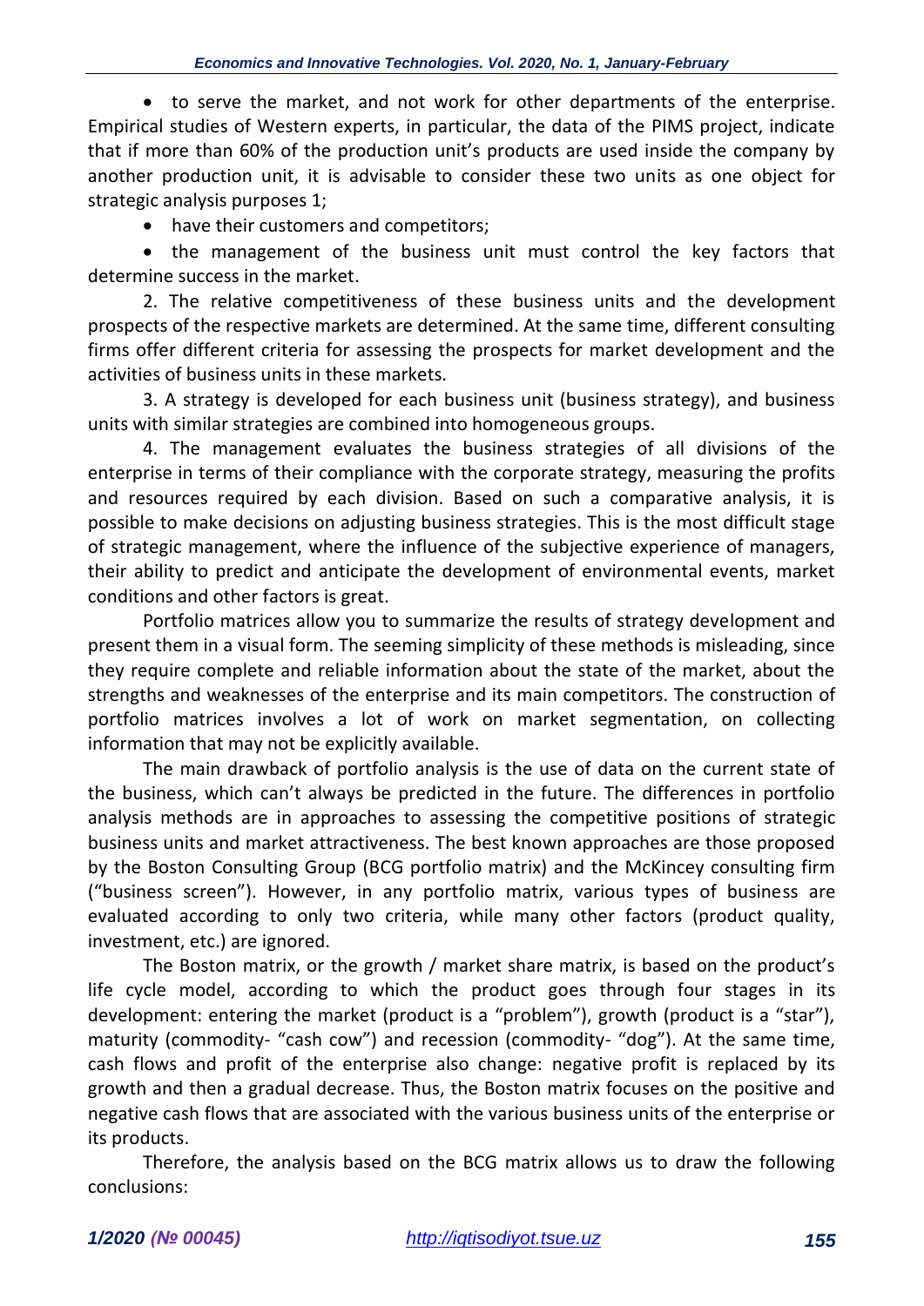- to serve the market, and not work for other departments of the enterprise. Empirical studies of Western experts, in particular, the data of the PIMS project, indicate that if more than 60% of the production unit's products are used inside the company by another production unit, it is advisable to consider these two units as one object for strategic analysis purposes 1;
- have their customers and competitors;
- the management of the business unit must control the key factors that determine success in the market.

2. The relative competitiveness of these business units and the development prospects of the respective markets are determined. At the same time, different consulting firms offer different criteria for assessing the prospects for market development and the activities of business units in these markets.

3. A strategy is developed for each business unit (business strategy), and business units with similar strategies are combined into homogeneous groups.

4. The management evaluates the business strategies of all divisions of the enterprise in terms of their compliance with the corporate strategy, measuring the profits and resources required by each division. Based on such a comparative analysis, it is possible to make decisions on adjusting business strategies. This is the most difficult stage of strategic management, where the influence of the subjective experience of managers, their ability to predict and anticipate the development of environmental events, market conditions and other factors is great.

Portfolio matrices allow you to summarize the results of strategy development and present them in a visual form. The seeming simplicity of these methods is misleading, since they require complete and reliable information about the state of the market, about the strengths and weaknesses of the enterprise and its main competitors. The construction of portfolio matrices involves a lot of work on market segmentation, on collecting information that may not be explicitly available.

The main drawback of portfolio analysis is the use of data on the current state of the business, which can't always be predicted in the future. The differences in portfolio analysis methods are in approaches to assessing the competitive positions of strategic business units and market attractiveness. The best known approaches are those proposed by the Boston Consulting Group (BCG portfolio matrix) and the McKincey consulting firm ("business screen"). However, in any portfolio matrix, various types of business are evaluated according to only two criteria, while many other factors (product quality, investment, etc.) are ignored.

The Boston matrix, or the growth / market share matrix, is based on the product's life cycle model, according to which the product goes through four stages in its development: entering the market (product is a "problem"), growth (product is a "star"), maturity (commodity- "cash cow") and recession (commodity- "dog"). At the same time, cash flows and profit of the enterprise also change: negative profit is replaced by its growth and then a gradual decrease. Thus, the Boston matrix focuses on the positive and negative cash flows that are associated with the various business units of the enterprise or its products.

Therefore, the analysis based on the BCG matrix allows us to draw the following conclusions: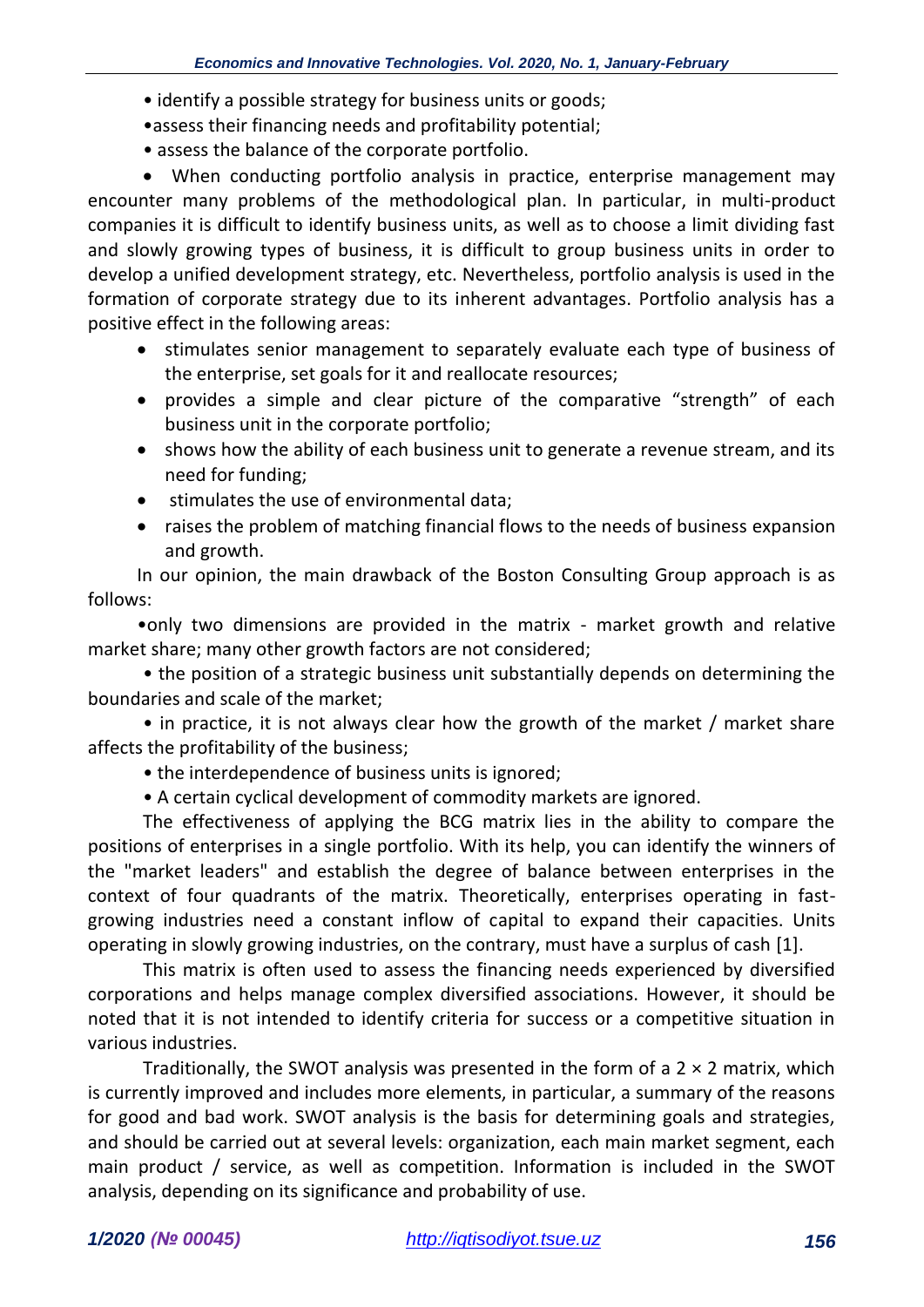- identify a possible strategy for business units or goods;
- assess their financing needs and profitability potential;
- assess the balance of the corporate portfolio.
- When conducting portfolio analysis in practice, enterprise management may encounter many problems of the methodological plan. In particular, in multi-product companies it is difficult to identify business units, as well as to choose a limit dividing fast and slowly growing types of business, it is difficult to group business units in order to develop a unified development strategy, etc. Nevertheless, portfolio analysis is used in the formation of corporate strategy due to its inherent advantages. Portfolio analysis has a positive effect in the following areas:
  - stimulates senior management to separately evaluate each type of business of the enterprise, set goals for it and reallocate resources;
  - provides a simple and clear picture of the comparative "strength" of each business unit in the corporate portfolio;
  - shows how the ability of each business unit to generate a revenue stream, and its need for funding;
  - stimulates the use of environmental data;
  - raises the problem of matching financial flows to the needs of business expansion and growth.

In our opinion, the main drawback of the Boston Consulting Group approach is as follows:

- only two dimensions are provided in the matrix - market growth and relative market share; many other growth factors are not considered;
- the position of a strategic business unit substantially depends on determining the boundaries and scale of the market;
- in practice, it is not always clear how the growth of the market / market share affects the profitability of the business;
- the interdependence of business units is ignored;
- A certain cyclical development of commodity markets are ignored.

The effectiveness of applying the BCG matrix lies in the ability to compare the positions of enterprises in a single portfolio. With its help, you can identify the winners of the "market leaders" and establish the degree of balance between enterprises in the context of four quadrants of the matrix. Theoretically, enterprises operating in fast-growing industries need a constant inflow of capital to expand their capacities. Units operating in slowly growing industries, on the contrary, must have a surplus of cash [1].

This matrix is often used to assess the financing needs experienced by diversified corporations and helps manage complex diversified associations. However, it should be noted that it is not intended to identify criteria for success or a competitive situation in various industries.

Traditionally, the SWOT analysis was presented in the form of a 2 × 2 matrix, which is currently improved and includes more elements, in particular, a summary of the reasons for good and bad work. SWOT analysis is the basis for determining goals and strategies, and should be carried out at several levels: organization, each main market segment, each main product / service, as well as competition. Information is included in the SWOT analysis, depending on its significance and probability of use.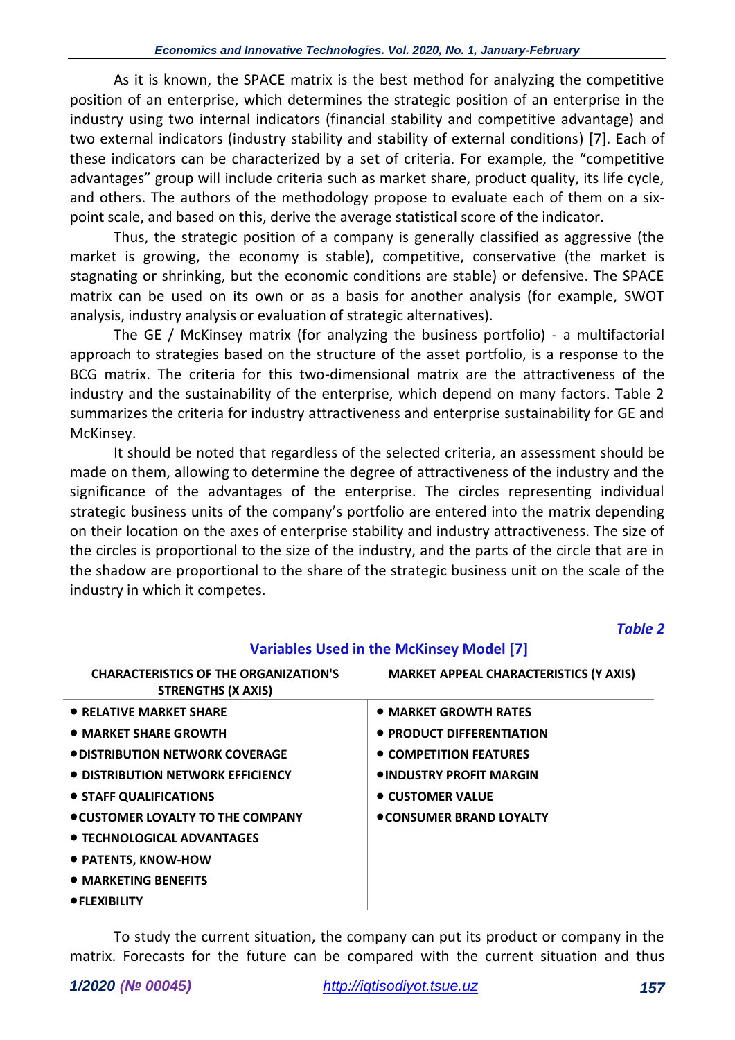As it is known, the SPACE matrix is the best method for analyzing the competitive position of an enterprise, which determines the strategic position of an enterprise in the industry using two internal indicators (financial stability and competitive advantage) and two external indicators (industry stability and stability of external conditions) [7]. Each of these indicators can be characterized by a set of criteria. For example, the "competitive advantages" group will include criteria such as market share, product quality, its life cycle, and others. The authors of the methodology propose to evaluate each of them on a six-point scale, and based on this, derive the average statistical score of the indicator.

Thus, the strategic position of a company is generally classified as aggressive (the market is growing, the economy is stable), competitive, conservative (the market is stagnating or shrinking, but the economic conditions are stable) or defensive. The SPACE matrix can be used on its own or as a basis for another analysis (for example, SWOT analysis, industry analysis or evaluation of strategic alternatives).

The GE / McKinsey matrix (for analyzing the business portfolio) - a multifactorial approach to strategies based on the structure of the asset portfolio, is a response to the BCG matrix. The criteria for this two-dimensional matrix are the attractiveness of the industry and the sustainability of the enterprise, which depend on many factors. Table 2 summarizes the criteria for industry attractiveness and enterprise sustainability for GE and McKinsey.

It should be noted that regardless of the selected criteria, an assessment should be made on them, allowing to determine the degree of attractiveness of the industry and the significance of the advantages of the enterprise. The circles representing individual strategic business units of the company's portfolio are entered into the matrix depending on their location on the axes of enterprise stability and industry attractiveness. The size of the circles is proportional to the size of the industry, and the parts of the circle that are in the shadow are proportional to the share of the strategic business unit on the scale of the industry in which it competes.

*Table 2*

**Variables Used in the McKinsey Model [7]**

| CHARACTERISTICS OF THE ORGANIZATION'S STRENGTHS (X AXIS) | MARKET APPEAL CHARACTERISTICS (Y AXIS) |
|---|---|
| • RELATIVE MARKET SHARE | • MARKET GROWTH RATES |
| • MARKET SHARE GROWTH | • PRODUCT DIFFERENTIATION |
| • DISTRIBUTION NETWORK COVERAGE | • COMPETITION FEATURES |
| • DISTRIBUTION NETWORK EFFICIENCY | • INDUSTRY PROFIT MARGIN |
| • STAFF QUALIFICATIONS | • CUSTOMER VALUE |
| • CUSTOMER LOYALTY TO THE COMPANY | • CONSUMER BRAND LOYALTY |
| • TECHNOLOGICAL ADVANTAGES | |
| • PATENTS, KNOW-HOW | |
| • MARKETING BENEFITS | |
| • FLEXIBILITY | |

To study the current situation, the company can put its product or company in the matrix. Forecasts for the future can be compared with the current situation and thus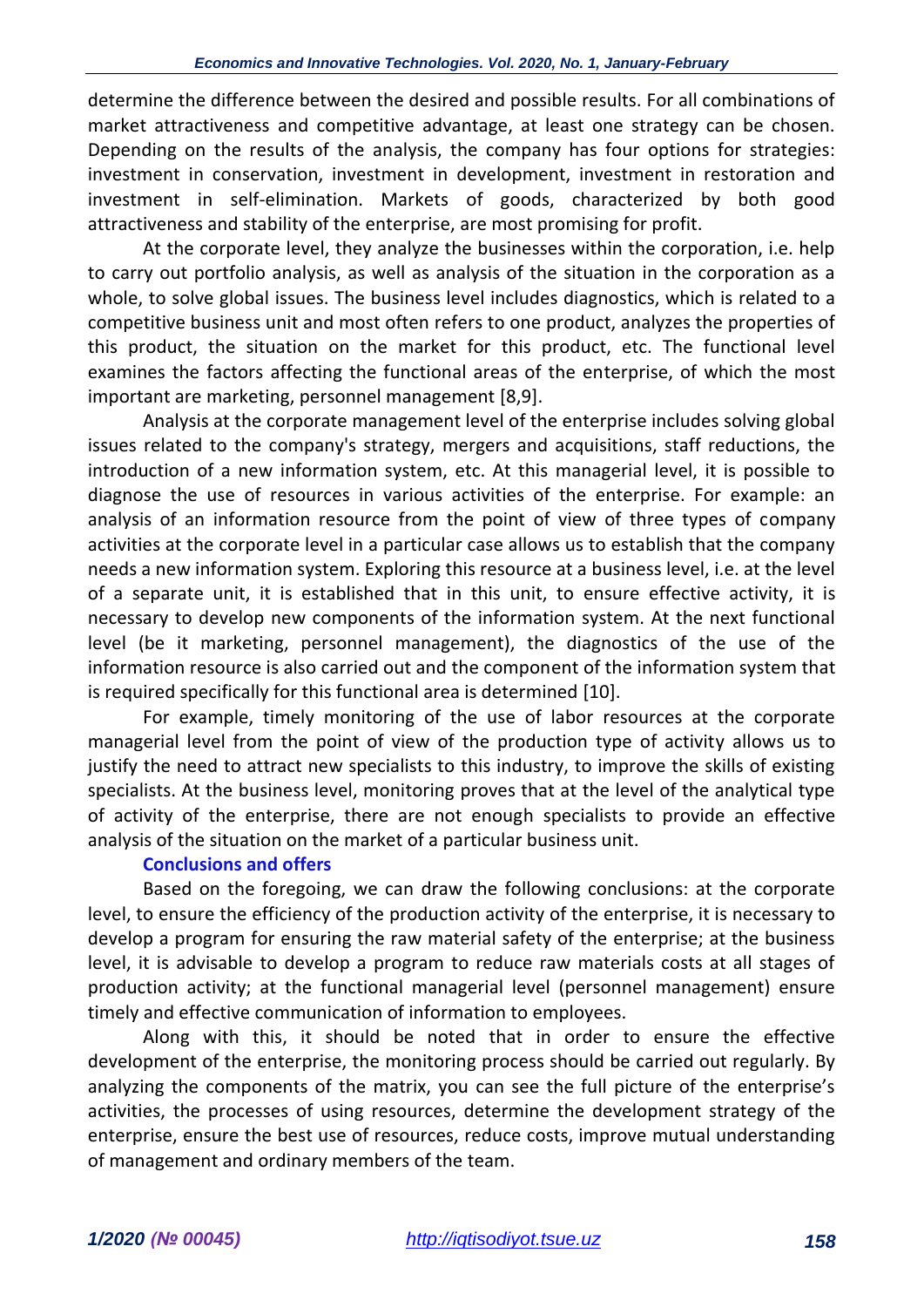determine the difference between the desired and possible results. For all combinations of market attractiveness and competitive advantage, at least one strategy can be chosen. Depending on the results of the analysis, the company has four options for strategies: investment in conservation, investment in development, investment in restoration and investment in self-elimination. Markets of goods, characterized by both good attractiveness and stability of the enterprise, are most promising for profit.

At the corporate level, they analyze the businesses within the corporation, i.e. help to carry out portfolio analysis, as well as analysis of the situation in the corporation as a whole, to solve global issues. The business level includes diagnostics, which is related to a competitive business unit and most often refers to one product, analyzes the properties of this product, the situation on the market for this product, etc. The functional level examines the factors affecting the functional areas of the enterprise, of which the most important are marketing, personnel management [8,9].

Analysis at the corporate management level of the enterprise includes solving global issues related to the company's strategy, mergers and acquisitions, staff reductions, the introduction of a new information system, etc. At this managerial level, it is possible to diagnose the use of resources in various activities of the enterprise. For example: an analysis of an information resource from the point of view of three types of company activities at the corporate level in a particular case allows us to establish that the company needs a new information system. Exploring this resource at a business level, i.e. at the level of a separate unit, it is established that in this unit, to ensure effective activity, it is necessary to develop new components of the information system. At the next functional level (be it marketing, personnel management), the diagnostics of the use of the information resource is also carried out and the component of the information system that is required specifically for this functional area is determined [10].

For example, timely monitoring of the use of labor resources at the corporate managerial level from the point of view of the production type of activity allows us to justify the need to attract new specialists to this industry, to improve the skills of existing specialists. At the business level, monitoring proves that at the level of the analytical type of activity of the enterprise, there are not enough specialists to provide an effective analysis of the situation on the market of a particular business unit.

## Conclusions and offers

Based on the foregoing, we can draw the following conclusions: at the corporate level, to ensure the efficiency of the production activity of the enterprise, it is necessary to develop a program for ensuring the raw material safety of the enterprise; at the business level, it is advisable to develop a program to reduce raw materials costs at all stages of production activity; at the functional managerial level (personnel management) ensure timely and effective communication of information to employees.

Along with this, it should be noted that in order to ensure the effective development of the enterprise, the monitoring process should be carried out regularly. By analyzing the components of the matrix, you can see the full picture of the enterprise's activities, the processes of using resources, determine the development strategy of the enterprise, ensure the best use of resources, reduce costs, improve mutual understanding of management and ordinary members of the team.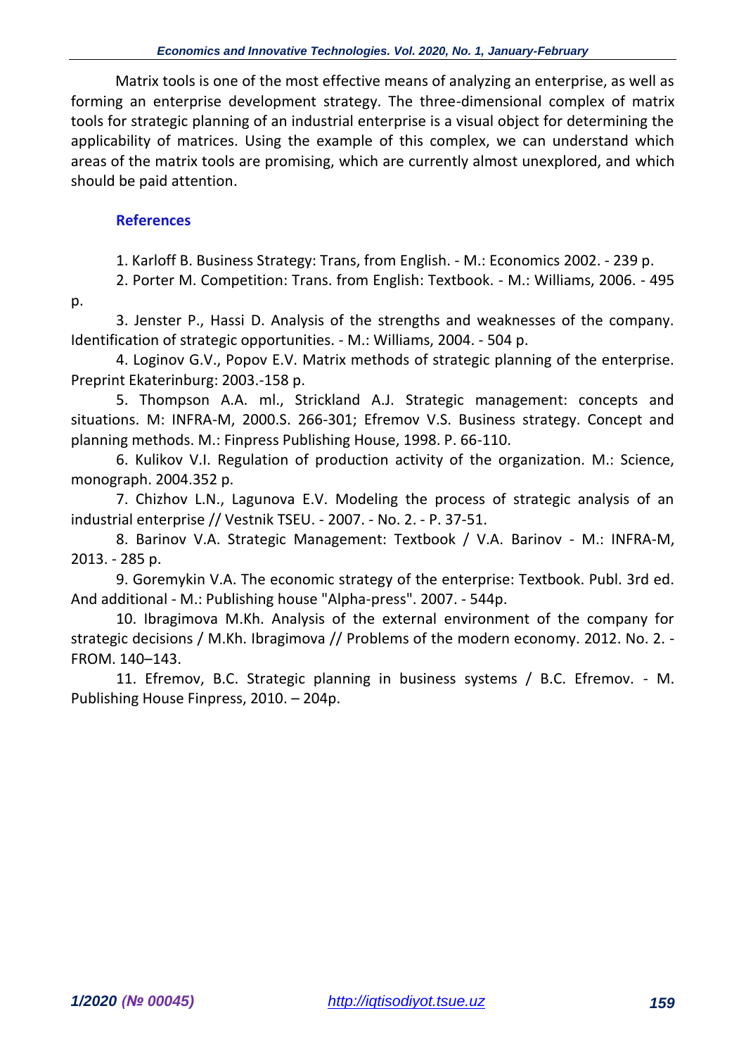Matrix tools is one of the most effective means of analyzing an enterprise, as well as forming an enterprise development strategy. The three-dimensional complex of matrix tools for strategic planning of an industrial enterprise is a visual object for determining the applicability of matrices. Using the example of this complex, we can understand which areas of the matrix tools are promising, which are currently almost unexplored, and which should be paid attention.

## References

1. Karloff B. Business Strategy: Trans, from English. - M.: Economics 2002. - 239 p.
2. Porter M. Competition: Trans. from English: Textbook. - M.: Williams, 2006. - 495 p.
3. Jenster P., Hassi D. Analysis of the strengths and weaknesses of the company. Identification of strategic opportunities. - M.: Williams, 2004. - 504 p.
4. Loginov G.V., Popov E.V. Matrix methods of strategic planning of the enterprise. Preprint Ekaterinburg: 2003.-158 p.
5. Thompson A.A. ml., Strickland A.J. Strategic management: concepts and situations. M: INFRA-M, 2000.S. 266-301; Efremov V.S. Business strategy. Concept and planning methods. M.: Finpress Publishing House, 1998. P. 66-110.
6. Kulikov V.I. Regulation of production activity of the organization. M.: Science, monograph. 2004.352 p.
7. Chizhov L.N., Lagunova E.V. Modeling the process of strategic analysis of an industrial enterprise // Vestnik TSEU. - 2007. - No. 2. - P. 37-51.
8. Barinov V.A. Strategic Management: Textbook / V.A. Barinov - M.: INFRA-M, 2013. - 285 p.
9. Goremykin V.A. The economic strategy of the enterprise: Textbook. Publ. 3rd ed. And additional - M.: Publishing house "Alpha-press". 2007. - 544p.
10. Ibragimova M.Kh. Analysis of the external environment of the company for strategic decisions / M.Kh. Ibragimova // Problems of the modern economy. 2012. No. 2. - FROM. 140–143.
11. Efremov, B.C. Strategic planning in business systems / B.C. Efremov. - M. Publishing House Finpress, 2010. – 204p.